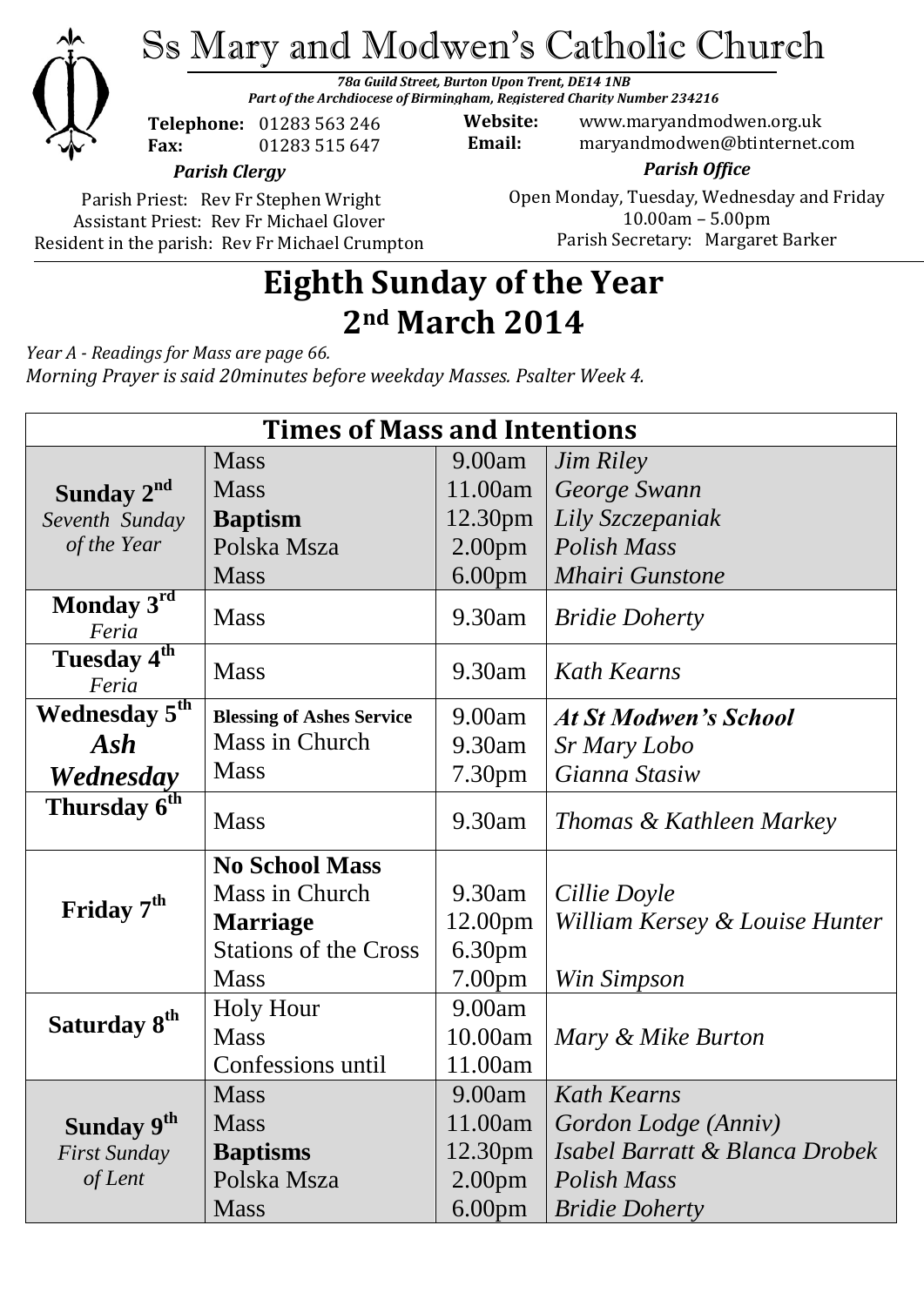# Ss Mary and Modwen's Catholic Church

***78a Guild Street, Burton Upon Trent, DE14 1NB***
***Part of the Archdiocese of Birmingham, Registered Charity Number 234216***

**Telephone:** 01283 563 246
**Fax:** 01283 515 647

**Website:** www.maryandmodwen.org.uk
**Email:** maryandmodwen@btinternet.com

***Parish Clergy***

Parish Priest: Rev Fr Stephen Wright
Assistant Priest: Rev Fr Michael Glover
Resident in the parish: Rev Fr Michael Crumpton

***Parish Office***

Open Monday, Tuesday, Wednesday and Friday
10.00am – 5.00pm
Parish Secretary: Margaret Barker

## Eighth Sunday of the Year
## 2nd March 2014

*Year A - Readings for Mass are page 66.*
*Morning Prayer is said 20minutes before weekday Masses. Psalter Week 4.*

| **Times of Mass and Intentions** | | | |
|---|---|---|---|
| **Sunday 2nd** *Seventh Sunday of the Year* | Mass | 9.00am | *Jim Riley* |
| | Mass | 11.00am | *George Swann* |
| | **Baptism** | 12.30pm | *Lily Szczepaniak* |
| | Polska Msza | 2.00pm | *Polish Mass* |
| | Mass | 6.00pm | *Mhairi Gunstone* |
| **Monday 3rd** *Feria* | Mass | 9.30am | *Bridie Doherty* |
| **Tuesday 4th** *Feria* | Mass | 9.30am | *Kath Kearns* |
| **Wednesday 5th** ***Ash Wednesday*** | **Blessing of Ashes Service** | 9.00am | ***At St Modwen's School*** |
| | Mass in Church | 9.30am | *Sr Mary Lobo* |
| | Mass | 7.30pm | *Gianna Stasiw* |
| **Thursday 6th** | Mass | 9.30am | *Thomas & Kathleen Markey* |
| **Friday 7th** | **No School Mass** | | |
| | Mass in Church | 9.30am | *Cillie Doyle* |
| | **Marriage** | 12.00pm | *William Kersey & Louise Hunter* |
| | Stations of the Cross | 6.30pm | |
| | Mass | 7.00pm | *Win Simpson* |
| **Saturday 8th** | Holy Hour | 9.00am | |
| | Mass | 10.00am | *Mary & Mike Burton* |
| | Confessions until | 11.00am | |
| **Sunday 9th** *First Sunday of Lent* | Mass | 9.00am | *Kath Kearns* |
| | Mass | 11.00am | *Gordon Lodge (Anniv)* |
| | **Baptisms** | 12.30pm | *Isabel Barratt & Blanca Drobek* |
| | Polska Msza | 2.00pm | *Polish Mass* |
| | Mass | 6.00pm | *Bridie Doherty* |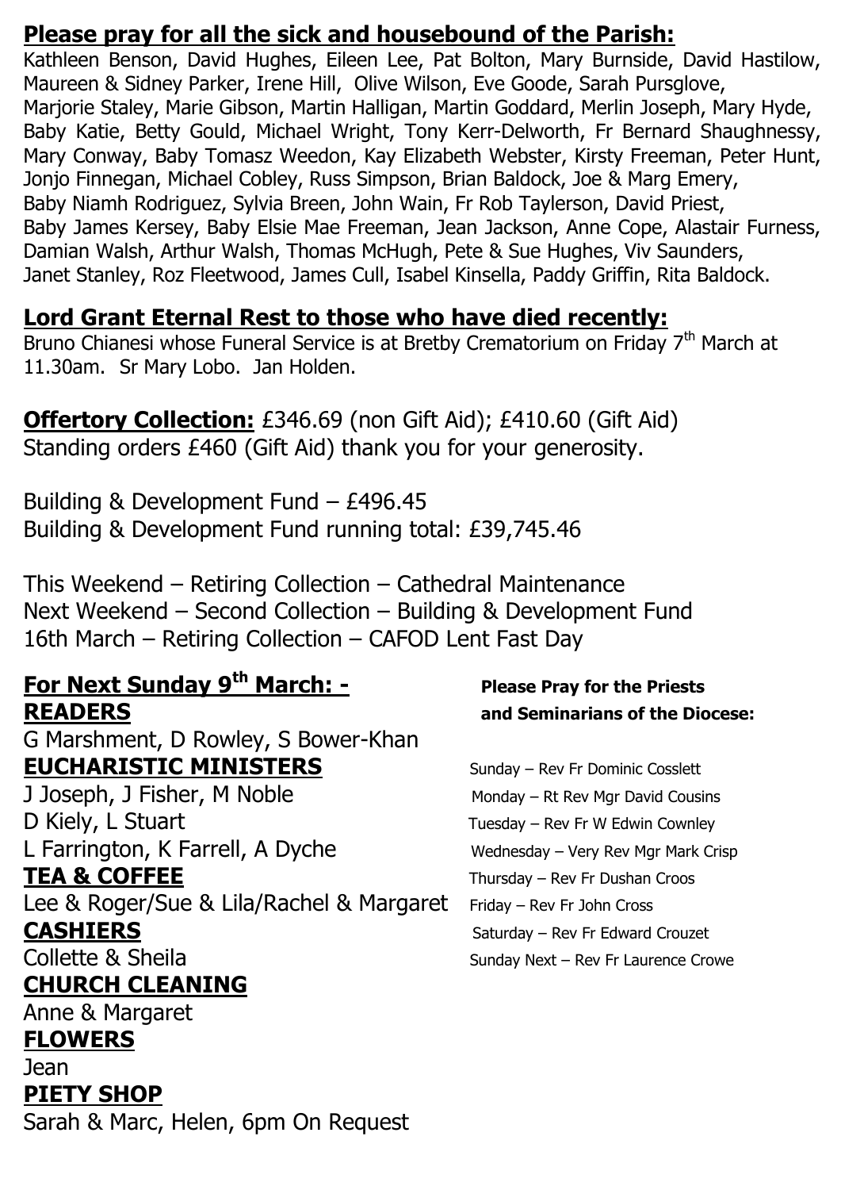## Please pray for all the sick and housebound of the Parish:

Kathleen Benson, David Hughes, Eileen Lee, Pat Bolton, Mary Burnside, David Hastilow, Maureen & Sidney Parker, Irene Hill, Olive Wilson, Eve Goode, Sarah Pursglove, Marjorie Staley, Marie Gibson, Martin Halligan, Martin Goddard, Merlin Joseph, Mary Hyde, Baby Katie, Betty Gould, Michael Wright, Tony Kerr-Delworth, Fr Bernard Shaughnessy, Mary Conway, Baby Tomasz Weedon, Kay Elizabeth Webster, Kirsty Freeman, Peter Hunt, Jonjo Finnegan, Michael Cobley, Russ Simpson, Brian Baldock, Joe & Marg Emery, Baby Niamh Rodriguez, Sylvia Breen, John Wain, Fr Rob Taylerson, David Priest, Baby James Kersey, Baby Elsie Mae Freeman, Jean Jackson, Anne Cope, Alastair Furness, Damian Walsh, Arthur Walsh, Thomas McHugh, Pete & Sue Hughes, Viv Saunders, Janet Stanley, Roz Fleetwood, James Cull, Isabel Kinsella, Paddy Griffin, Rita Baldock.

## Lord Grant Eternal Rest to those who have died recently:

Bruno Chianesi whose Funeral Service is at Bretby Crematorium on Friday 7th March at 11.30am. Sr Mary Lobo. Jan Holden.

**Offertory Collection:** £346.69 (non Gift Aid); £410.60 (Gift Aid)
Standing orders £460 (Gift Aid) thank you for your generosity.

Building & Development Fund – £496.45
Building & Development Fund running total: £39,745.46

This Weekend – Retiring Collection – Cathedral Maintenance
Next Weekend – Second Collection – Building & Development Fund
16th March – Retiring Collection – CAFOD Lent Fast Day

## For Next Sunday 9th March: -

**READERS**
G Marshment, D Rowley, S Bower-Khan

**EUCHARISTIC MINISTERS**
J Joseph, J Fisher, M Noble
D Kiely, L Stuart
L Farrington, K Farrell, A Dyche

**TEA & COFFEE**
Lee & Roger/Sue & Lila/Rachel & Margaret

**CASHIERS**
Collette & Sheila

**CHURCH CLEANING**
Anne & Margaret

**FLOWERS**
Jean

**PIETY SHOP**
Sarah & Marc, Helen, 6pm On Request

**Please Pray for the Priests and Seminarians of the Diocese:**

Sunday – Rev Fr Dominic Cosslett
Monday – Rt Rev Mgr David Cousins
Tuesday – Rev Fr W Edwin Cownley
Wednesday – Very Rev Mgr Mark Crisp
Thursday – Rev Fr Dushan Croos
Friday – Rev Fr John Cross
Saturday – Rev Fr Edward Crouzet
Sunday Next – Rev Fr Laurence Crowe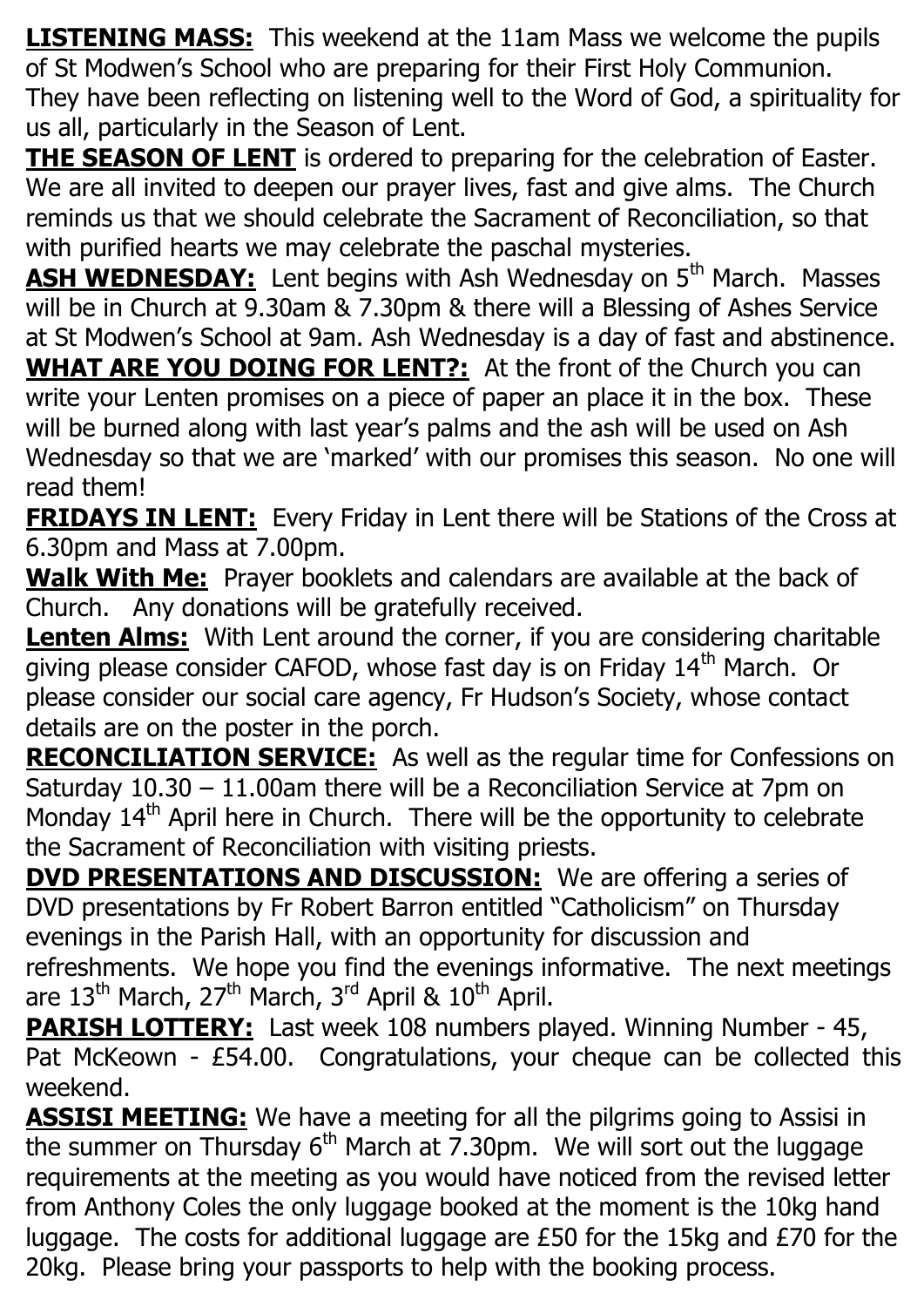**LISTENING MASS:** This weekend at the 11am Mass we welcome the pupils of St Modwen's School who are preparing for their First Holy Communion. They have been reflecting on listening well to the Word of God, a spirituality for us all, particularly in the Season of Lent.

**THE SEASON OF LENT** is ordered to preparing for the celebration of Easter. We are all invited to deepen our prayer lives, fast and give alms. The Church reminds us that we should celebrate the Sacrament of Reconciliation, so that with purified hearts we may celebrate the paschal mysteries.

**ASH WEDNESDAY:** Lent begins with Ash Wednesday on 5th March. Masses will be in Church at 9.30am & 7.30pm & there will a Blessing of Ashes Service at St Modwen's School at 9am. Ash Wednesday is a day of fast and abstinence.

**WHAT ARE YOU DOING FOR LENT?:** At the front of the Church you can write your Lenten promises on a piece of paper an place it in the box. These will be burned along with last year's palms and the ash will be used on Ash Wednesday so that we are 'marked' with our promises this season. No one will read them!

**FRIDAYS IN LENT:** Every Friday in Lent there will be Stations of the Cross at 6.30pm and Mass at 7.00pm.

**Walk With Me:** Prayer booklets and calendars are available at the back of Church. Any donations will be gratefully received.

**Lenten Alms:** With Lent around the corner, if you are considering charitable giving please consider CAFOD, whose fast day is on Friday 14th March. Or please consider our social care agency, Fr Hudson's Society, whose contact details are on the poster in the porch.

**RECONCILIATION SERVICE:** As well as the regular time for Confessions on Saturday 10.30 – 11.00am there will be a Reconciliation Service at 7pm on Monday 14th April here in Church. There will be the opportunity to celebrate the Sacrament of Reconciliation with visiting priests.

**DVD PRESENTATIONS AND DISCUSSION:** We are offering a series of DVD presentations by Fr Robert Barron entitled "Catholicism" on Thursday evenings in the Parish Hall, with an opportunity for discussion and refreshments. We hope you find the evenings informative. The next meetings are 13th March, 27th March, 3rd April & 10th April.

**PARISH LOTTERY:** Last week 108 numbers played. Winning Number - 45, Pat McKeown - £54.00. Congratulations, your cheque can be collected this weekend.

**ASSISI MEETING:** We have a meeting for all the pilgrims going to Assisi in the summer on Thursday 6th March at 7.30pm. We will sort out the luggage requirements at the meeting as you would have noticed from the revised letter from Anthony Coles the only luggage booked at the moment is the 10kg hand luggage. The costs for additional luggage are £50 for the 15kg and £70 for the 20kg. Please bring your passports to help with the booking process.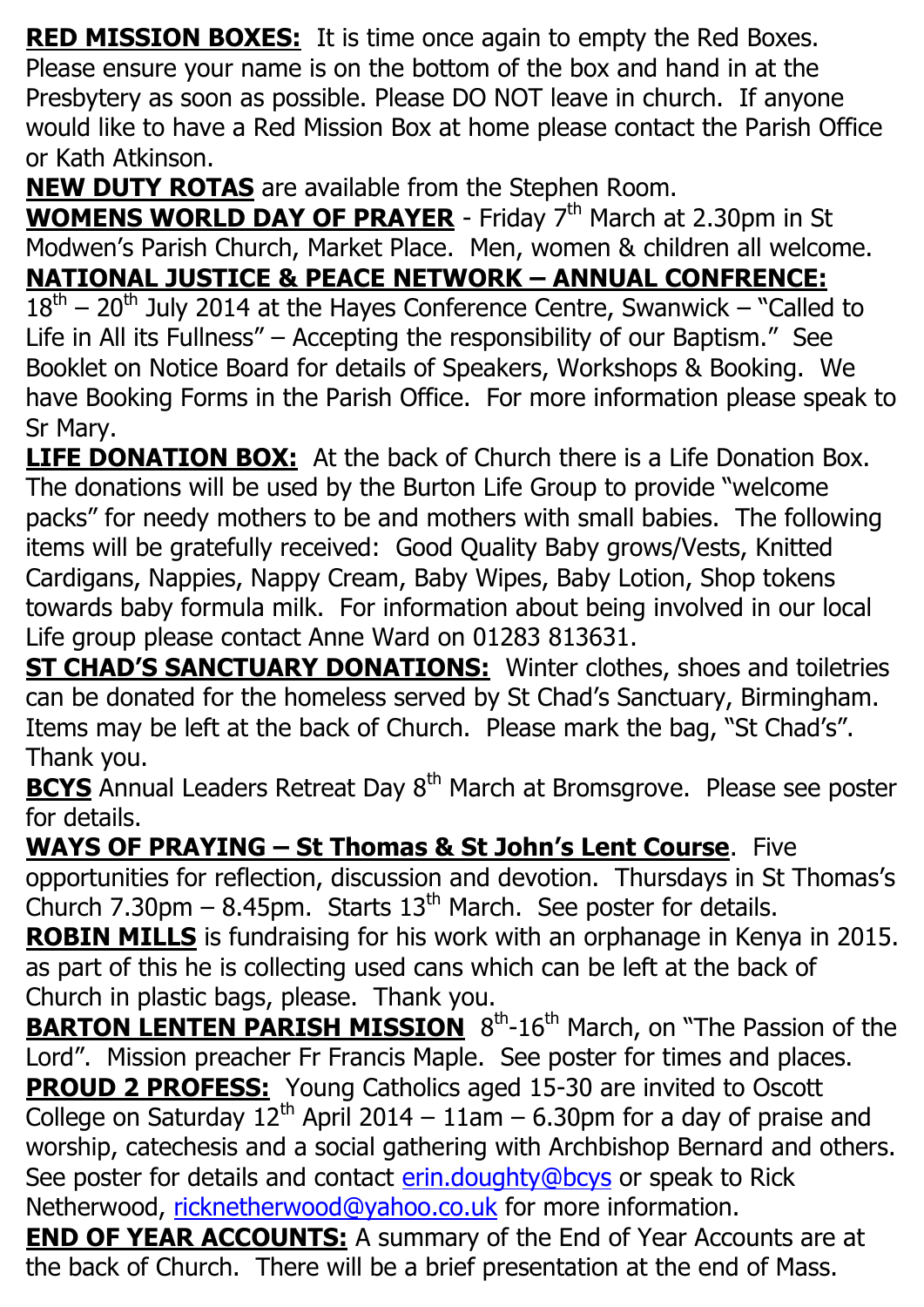**RED MISSION BOXES:** It is time once again to empty the Red Boxes. Please ensure your name is on the bottom of the box and hand in at the Presbytery as soon as possible. Please DO NOT leave in church. If anyone would like to have a Red Mission Box at home please contact the Parish Office or Kath Atkinson.

**NEW DUTY ROTAS** are available from the Stephen Room.

**WOMENS WORLD DAY OF PRAYER** - Friday 7th March at 2.30pm in St Modwen's Parish Church, Market Place. Men, women & children all welcome.

**NATIONAL JUSTICE & PEACE NETWORK – ANNUAL CONFRENCE:** 18th – 20th July 2014 at the Hayes Conference Centre, Swanwick – "Called to Life in All its Fullness" – Accepting the responsibility of our Baptism." See Booklet on Notice Board for details of Speakers, Workshops & Booking. We have Booking Forms in the Parish Office. For more information please speak to Sr Mary.

**LIFE DONATION BOX:** At the back of Church there is a Life Donation Box. The donations will be used by the Burton Life Group to provide "welcome packs" for needy mothers to be and mothers with small babies. The following items will be gratefully received: Good Quality Baby grows/Vests, Knitted Cardigans, Nappies, Nappy Cream, Baby Wipes, Baby Lotion, Shop tokens towards baby formula milk. For information about being involved in our local Life group please contact Anne Ward on 01283 813631.

**ST CHAD'S SANCTUARY DONATIONS:** Winter clothes, shoes and toiletries can be donated for the homeless served by St Chad's Sanctuary, Birmingham. Items may be left at the back of Church. Please mark the bag, "St Chad's". Thank you.

**BCYS** Annual Leaders Retreat Day 8th March at Bromsgrove. Please see poster for details.

**WAYS OF PRAYING – St Thomas & St John's Lent Course**. Five opportunities for reflection, discussion and devotion. Thursdays in St Thomas's Church 7.30pm – 8.45pm. Starts 13th March. See poster for details.

**ROBIN MILLS** is fundraising for his work with an orphanage in Kenya in 2015. as part of this he is collecting used cans which can be left at the back of Church in plastic bags, please. Thank you.

**BARTON LENTEN PARISH MISSION** 8th-16th March, on "The Passion of the Lord". Mission preacher Fr Francis Maple. See poster for times and places.

**PROUD 2 PROFESS:** Young Catholics aged 15-30 are invited to Oscott College on Saturday 12th April 2014 – 11am – 6.30pm for a day of praise and worship, catechesis and a social gathering with Archbishop Bernard and others. See poster for details and contact erin.doughty@bcys or speak to Rick Netherwood, ricknetherwood@yahoo.co.uk for more information.

**END OF YEAR ACCOUNTS:** A summary of the End of Year Accounts are at the back of Church. There will be a brief presentation at the end of Mass.